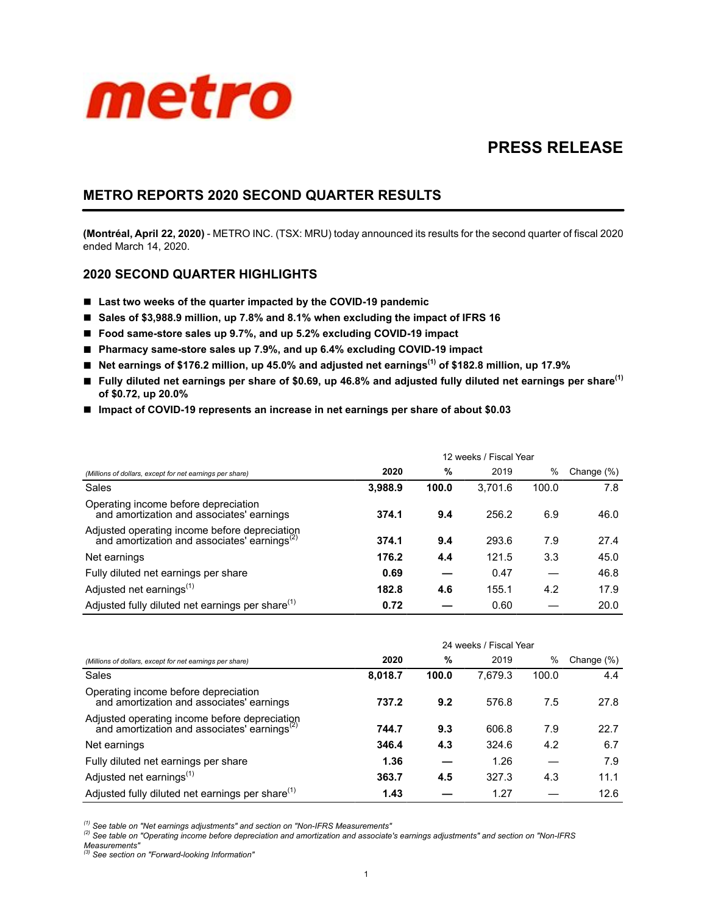metro

# PRESS RELEASE

## METRO REPORTS 2020 SECOND QUARTER RESULTS

**(Montréal, April 22, 2020)** - METRO INC. (TSX: MRU) today announced its results for the second quarter of fiscal 2020 ended March 14, 2020.

## 2020 SECOND QUARTER HIGHLIGHTS

- **Last two weeks of the quarter impacted by the COVID-19 pandemic**
- **Sales of $3,988.9 million, up 7.8% and 8.1% when excluding the impact of IFRS 16**
- **Food same-store sales up 9.7%, and up 5.2% excluding COVID-19 impact**
- **Pharmacy same-store sales up 7.9%, and up 6.4% excluding COVID-19 impact**
- **Net earnings of $176.2 million, up 45.0% and adjusted net earnings[1] of $182.8 million, up 17.9%**
- **Fully diluted net earnings per share of $0.69, up 46.8% and adjusted fully diluted net earnings per share[1] of $0.72, up 20.0%**
- **Impact of COVID-19 represents an increase in net earnings per share of about $0.03**

| | 12 weeks / Fiscal Year | | | | |
|---|---|---|---|---|---|
| *(Millions of dollars, except for net earnings per share)* | **2020** | **%** | 2019 | % | Change (%) |
| Sales | **3,988.9** | **100.0** | 3,701.6 | 100.0 | 7.8 |
| Operating income before depreciation and amortization and associates' earnings | **374.1** | **9.4** | 256.2 | 6.9 | 46.0 |
| Adjusted operating income before depreciation and amortization and associates' earnings[2] | **374.1** | **9.4** | 293.6 | 7.9 | 27.4 |
| Net earnings | **176.2** | **4.4** | 121.5 | 3.3 | 45.0 |
| Fully diluted net earnings per share | **0.69** | **—** | 0.47 | — | 46.8 |
| Adjusted net earnings[1] | **182.8** | **4.6** | 155.1 | 4.2 | 17.9 |
| Adjusted fully diluted net earnings per share[1] | **0.72** | **—** | 0.60 | — | 20.0 |

| | 24 weeks / Fiscal Year | | | | |
|---|---|---|---|---|---|
| *(Millions of dollars, except for net earnings per share)* | **2020** | **%** | 2019 | % | Change (%) |
| Sales | **8,018.7** | **100.0** | 7,679.3 | 100.0 | 4.4 |
| Operating income before depreciation and amortization and associates' earnings | **737.2** | **9.2** | 576.8 | 7.5 | 27.8 |
| Adjusted operating income before depreciation and amortization and associates' earnings[2] | **744.7** | **9.3** | 606.8 | 7.9 | 22.7 |
| Net earnings | **346.4** | **4.3** | 324.6 | 4.2 | 6.7 |
| Fully diluted net earnings per share | **1.36** | **—** | 1.26 | — | 7.9 |
| Adjusted net earnings[1] | **363.7** | **4.5** | 327.3 | 4.3 | 11.1 |
| Adjusted fully diluted net earnings per share[1] | **1.43** | **—** | 1.27 | — | 12.6 |

*[1] See table on "Net earnings adjustments" and section on "Non-IFRS Measurements"*
*[2] See table on "Operating income before depreciation and amortization and associate's earnings adjustments" and section on "Non-IFRS Measurements"*
*[3] See section on "Forward-looking Information"*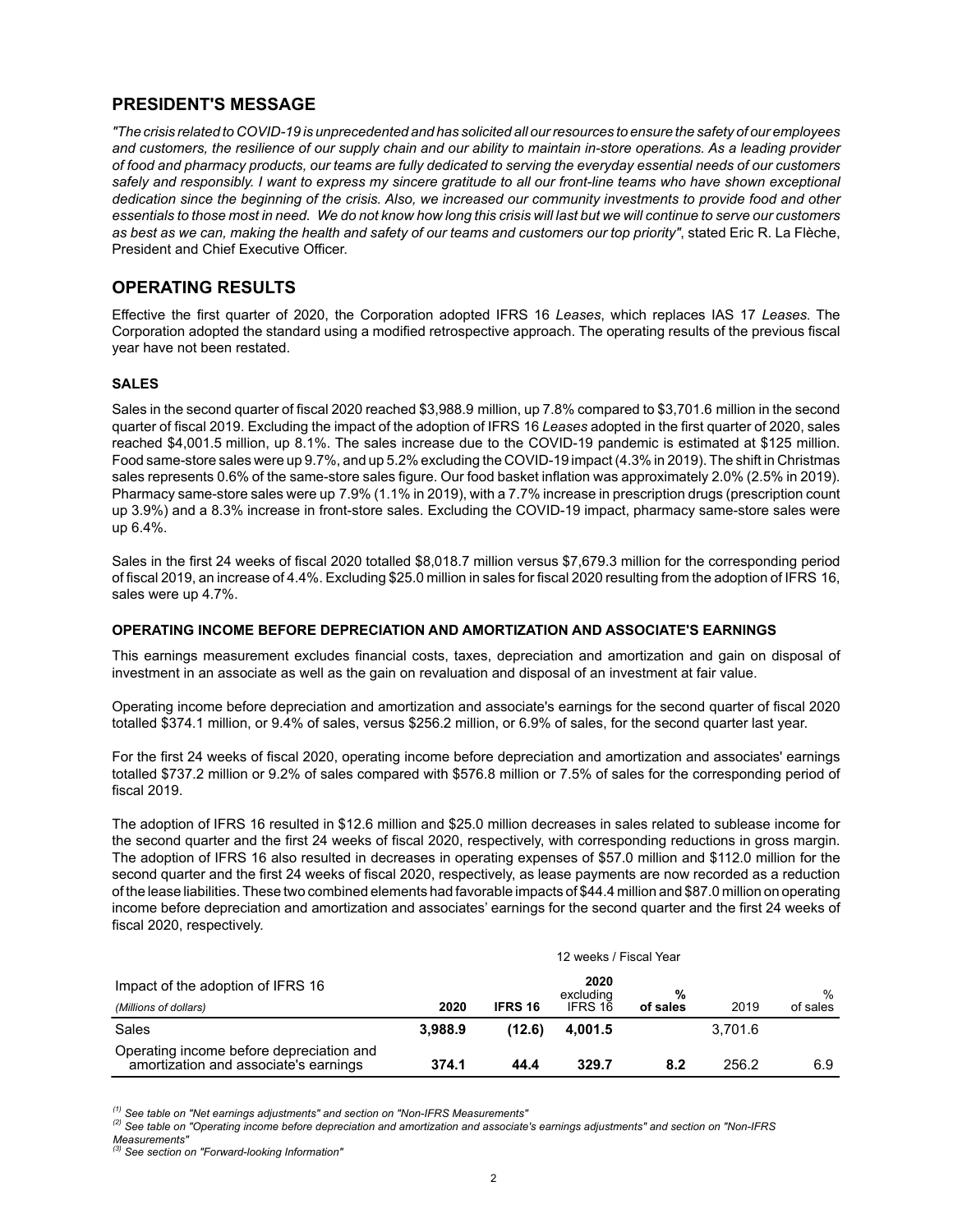## PRESIDENT'S MESSAGE

*"The crisis related to COVID-19 is unprecedented and has solicited all our resources to ensure the safety of our employees and customers, the resilience of our supply chain and our ability to maintain in-store operations. As a leading provider of food and pharmacy products, our teams are fully dedicated to serving the everyday essential needs of our customers safely and responsibly. I want to express my sincere gratitude to all our front-line teams who have shown exceptional dedication since the beginning of the crisis. Also, we increased our community investments to provide food and other essentials to those most in need. We do not know how long this crisis will last but we will continue to serve our customers as best as we can, making the health and safety of our teams and customers our top priority"*, stated Eric R. La Flèche, President and Chief Executive Officer.

## OPERATING RESULTS

Effective the first quarter of 2020, the Corporation adopted IFRS 16 *Leases*, which replaces IAS 17 *Leases*. The Corporation adopted the standard using a modified retrospective approach. The operating results of the previous fiscal year have not been restated.

### SALES

Sales in the second quarter of fiscal 2020 reached $3,988.9 million, up 7.8% compared to $3,701.6 million in the second quarter of fiscal 2019. Excluding the impact of the adoption of IFRS 16 *Leases* adopted in the first quarter of 2020, sales reached $4,001.5 million, up 8.1%. The sales increase due to the COVID-19 pandemic is estimated at $125 million. Food same-store sales were up 9.7%, and up 5.2% excluding the COVID-19 impact (4.3% in 2019). The shift in Christmas sales represents 0.6% of the same-store sales figure. Our food basket inflation was approximately 2.0% (2.5% in 2019). Pharmacy same-store sales were up 7.9% (1.1% in 2019), with a 7.7% increase in prescription drugs (prescription count up 3.9%) and a 8.3% increase in front-store sales. Excluding the COVID-19 impact, pharmacy same-store sales were up 6.4%.

Sales in the first 24 weeks of fiscal 2020 totalled $8,018.7 million versus $7,679.3 million for the corresponding period of fiscal 2019, an increase of 4.4%. Excluding $25.0 million in sales for fiscal 2020 resulting from the adoption of IFRS 16, sales were up 4.7%.

### OPERATING INCOME BEFORE DEPRECIATION AND AMORTIZATION AND ASSOCIATE'S EARNINGS

This earnings measurement excludes financial costs, taxes, depreciation and amortization and gain on disposal of investment in an associate as well as the gain on revaluation and disposal of an investment at fair value.

Operating income before depreciation and amortization and associate's earnings for the second quarter of fiscal 2020 totalled $374.1 million, or 9.4% of sales, versus $256.2 million, or 6.9% of sales, for the second quarter last year.

For the first 24 weeks of fiscal 2020, operating income before depreciation and amortization and associates' earnings totalled $737.2 million or 9.2% of sales compared with $576.8 million or 7.5% of sales for the corresponding period of fiscal 2019.

The adoption of IFRS 16 resulted in $12.6 million and $25.0 million decreases in sales related to sublease income for the second quarter and the first 24 weeks of fiscal 2020, respectively, with corresponding reductions in gross margin. The adoption of IFRS 16 also resulted in decreases in operating expenses of $57.0 million and $112.0 million for the second quarter and the first 24 weeks of fiscal 2020, respectively, as lease payments are now recorded as a reduction of the lease liabilities. These two combined elements had favorable impacts of $44.4 million and $87.0 million on operating income before depreciation and amortization and associates' earnings for the second quarter and the first 24 weeks of fiscal 2020, respectively.

| Impact of the adoption of IFRS 16 | 12 weeks / Fiscal Year | | | | | |
|---|---|---|---|---|---|---|
| *(Millions of dollars)* | **2020** | **IFRS 16** | **2020 excluding IFRS 16** | **% of sales** | 2019 | % of sales |
| Sales | **3,988.9** | **(12.6)** | **4,001.5** | | 3,701.6 | |
| Operating income before depreciation and amortization and associate's earnings | **374.1** | **44.4** | **329.7** | **8.2** | 256.2 | 6.9 |

*(1) See table on "Net earnings adjustments" and section on "Non-IFRS Measurements"*
*(2) See table on "Operating income before depreciation and amortization and associate's earnings adjustments" and section on "Non-IFRS Measurements"*
*(3) See section on "Forward-looking Information"*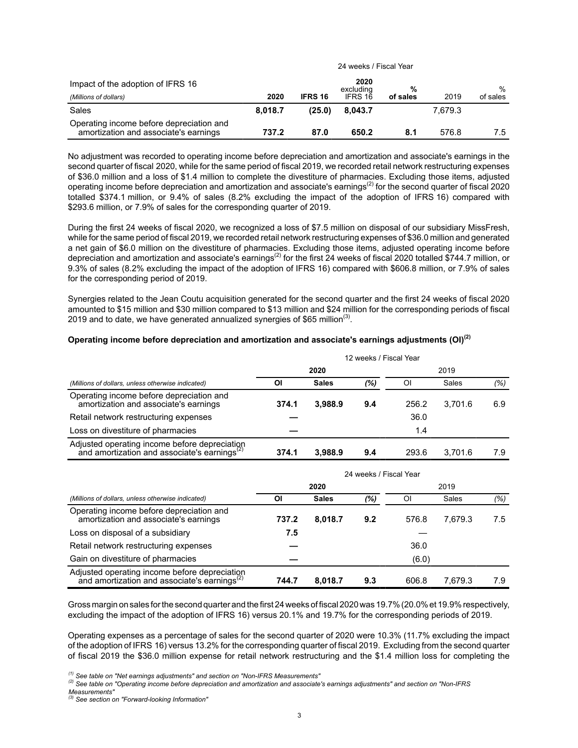| Impact of the adoption of IFRS 16 | 24 weeks / Fiscal Year | | | | | |
|---|---|---|---|---|---|---|
| *(Millions of dollars)* | **2020** | **IFRS 16** | **2020 excluding IFRS 16** | **% of sales** | 2019 | % of sales |
| Sales | **8,018.7** | **(25.0)** | **8,043.7** | | 7,679.3 | |
| Operating income before depreciation and amortization and associate's earnings | **737.2** | **87.0** | **650.2** | **8.1** | 576.8 | 7.5 |

No adjustment was recorded to operating income before depreciation and amortization and associate's earnings in the second quarter of fiscal 2020, while for the same period of fiscal 2019, we recorded retail network restructuring expenses of $36.0 million and a loss of $1.4 million to complete the divestiture of pharmacies. Excluding those items, adjusted operating income before depreciation and amortization and associate's earnings[(2)] for the second quarter of fiscal 2020 totalled $374.1 million, or 9.4% of sales (8.2% excluding the impact of the adoption of IFRS 16) compared with $293.6 million, or 7.9% of sales for the corresponding quarter of 2019.

During the first 24 weeks of fiscal 2020, we recognized a loss of $7.5 million on disposal of our subsidiary MissFresh, while for the same period of fiscal 2019, we recorded retail network restructuring expenses of $36.0 million and generated a net gain of $6.0 million on the divestiture of pharmacies. Excluding those items, adjusted operating income before depreciation and amortization and associate's earnings[(2)] for the first 24 weeks of fiscal 2020 totalled $744.7 million, or 9.3% of sales (8.2% excluding the impact of the adoption of IFRS 16) compared with $606.8 million, or 7.9% of sales for the corresponding period of 2019.

Synergies related to the Jean Coutu acquisition generated for the second quarter and the first 24 weeks of fiscal 2020 amounted to $15 million and $30 million compared to $13 million and $24 million for the corresponding periods of fiscal 2019 and to date, we have generated annualized synergies of $65 million[(3)].

**Operating income before depreciation and amortization and associate's earnings adjustments (OI)[(2)]**

| | 12 weeks / Fiscal Year | | | | | |
|---|---|---|---|---|---|---|
| | **2020** | | | 2019 | | |
| *(Millions of dollars, unless otherwise indicated)* | **OI** | **Sales** | **(%)** | OI | Sales | (%) |
| Operating income before depreciation and amortization and associate's earnings | **374.1** | **3,988.9** | **9.4** | 256.2 | 3,701.6 | 6.9 |
| Retail network restructuring expenses | **—** | | | 36.0 | | |
| Loss on divestiture of pharmacies | **—** | | | 1.4 | | |
| Adjusted operating income before depreciation and amortization and associate's earnings[(2)] | **374.1** | **3,988.9** | **9.4** | 293.6 | 3,701.6 | 7.9 |

| | 24 weeks / Fiscal Year | | | | | |
|---|---|---|---|---|---|---|
| | **2020** | | | 2019 | | |
| *(Millions of dollars, unless otherwise indicated)* | **OI** | **Sales** | **(%)** | OI | Sales | (%) |
| Operating income before depreciation and amortization and associate's earnings | **737.2** | **8,018.7** | **9.2** | 576.8 | 7,679.3 | 7.5 |
| Loss on disposal of a subsidiary | **7.5** | | | — | | |
| Retail network restructuring expenses | **—** | | | 36.0 | | |
| Gain on divestiture of pharmacies | **—** | | | (6.0) | | |
| Adjusted operating income before depreciation and amortization and associate's earnings[(2)] | **744.7** | **8,018.7** | **9.3** | 606.8 | 7,679.3 | 7.9 |

Gross margin on sales for the second quarter and the first 24 weeks of fiscal 2020 was 19.7% (20.0% et 19.9% respectively, excluding the impact of the adoption of IFRS 16) versus 20.1% and 19.7% for the corresponding periods of 2019.

Operating expenses as a percentage of sales for the second quarter of 2020 were 10.3% (11.7% excluding the impact of the adoption of IFRS 16) versus 13.2% for the corresponding quarter of fiscal 2019. Excluding from the second quarter of fiscal 2019 the $36.0 million expense for retail network restructuring and the $1.4 million loss for completing the

*(1) See table on "Net earnings adjustments" and section on "Non-IFRS Measurements"*
*(2) See table on "Operating income before depreciation and amortization and associate's earnings adjustments" and section on "Non-IFRS Measurements"*
*(3) See section on "Forward-looking Information"*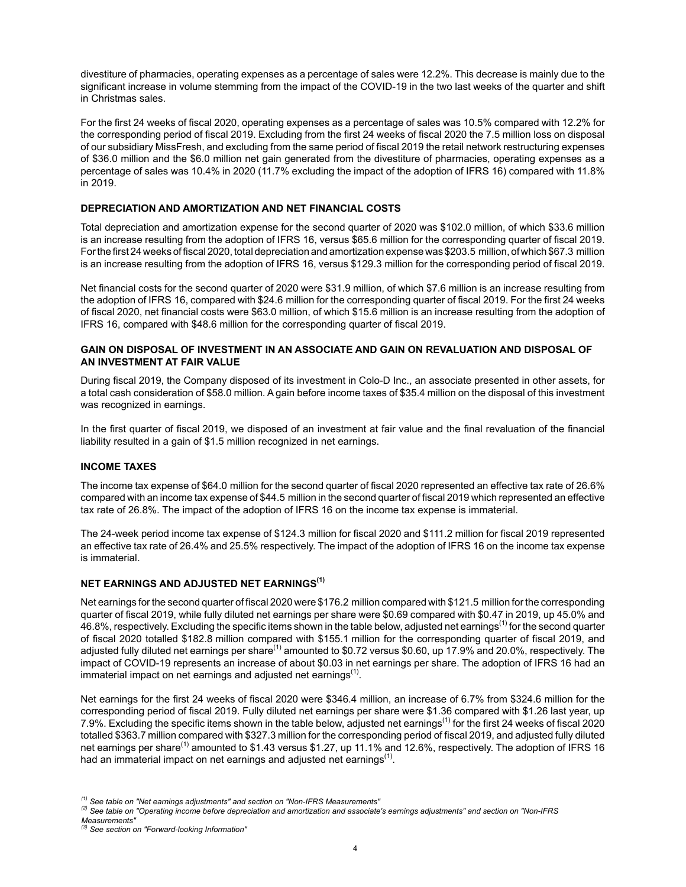divestiture of pharmacies, operating expenses as a percentage of sales were 12.2%. This decrease is mainly due to the significant increase in volume stemming from the impact of the COVID-19 in the two last weeks of the quarter and shift in Christmas sales.

For the first 24 weeks of fiscal 2020, operating expenses as a percentage of sales was 10.5% compared with 12.2% for the corresponding period of fiscal 2019. Excluding from the first 24 weeks of fiscal 2020 the 7.5 million loss on disposal of our subsidiary MissFresh, and excluding from the same period of fiscal 2019 the retail network restructuring expenses of $36.0 million and the $6.0 million net gain generated from the divestiture of pharmacies, operating expenses as a percentage of sales was 10.4% in 2020 (11.7% excluding the impact of the adoption of IFRS 16) compared with 11.8% in 2019.

## DEPRECIATION AND AMORTIZATION AND NET FINANCIAL COSTS

Total depreciation and amortization expense for the second quarter of 2020 was $102.0 million, of which $33.6 million is an increase resulting from the adoption of IFRS 16, versus $65.6 million for the corresponding quarter of fiscal 2019. For the first 24 weeks of fiscal 2020, total depreciation and amortization expense was $203.5 million, of which $67.3 million is an increase resulting from the adoption of IFRS 16, versus $129.3 million for the corresponding period of fiscal 2019.

Net financial costs for the second quarter of 2020 were $31.9 million, of which $7.6 million is an increase resulting from the adoption of IFRS 16, compared with $24.6 million for the corresponding quarter of fiscal 2019. For the first 24 weeks of fiscal 2020, net financial costs were $63.0 million, of which $15.6 million is an increase resulting from the adoption of IFRS 16, compared with $48.6 million for the corresponding quarter of fiscal 2019.

## GAIN ON DISPOSAL OF INVESTMENT IN AN ASSOCIATE AND GAIN ON REVALUATION AND DISPOSAL OF AN INVESTMENT AT FAIR VALUE

During fiscal 2019, the Company disposed of its investment in Colo-D Inc., an associate presented in other assets, for a total cash consideration of $58.0 million. A gain before income taxes of $35.4 million on the disposal of this investment was recognized in earnings.

In the first quarter of fiscal 2019, we disposed of an investment at fair value and the final revaluation of the financial liability resulted in a gain of $1.5 million recognized in net earnings.

## INCOME TAXES

The income tax expense of $64.0 million for the second quarter of fiscal 2020 represented an effective tax rate of 26.6% compared with an income tax expense of $44.5 million in the second quarter of fiscal 2019 which represented an effective tax rate of 26.8%. The impact of the adoption of IFRS 16 on the income tax expense is immaterial.

The 24-week period income tax expense of $124.3 million for fiscal 2020 and $111.2 million for fiscal 2019 represented an effective tax rate of 26.4% and 25.5% respectively. The impact of the adoption of IFRS 16 on the income tax expense is immaterial.

## NET EARNINGS AND ADJUSTED NET EARNINGS[1]

Net earnings for the second quarter of fiscal 2020 were $176.2 million compared with $121.5 million for the corresponding quarter of fiscal 2019, while fully diluted net earnings per share were $0.69 compared with $0.47 in 2019, up 45.0% and 46.8%, respectively. Excluding the specific items shown in the table below, adjusted net earnings[1] for the second quarter of fiscal 2020 totalled $182.8 million compared with $155.1 million for the corresponding quarter of fiscal 2019, and adjusted fully diluted net earnings per share[1] amounted to $0.72 versus $0.60, up 17.9% and 20.0%, respectively. The impact of COVID-19 represents an increase of about $0.03 in net earnings per share. The adoption of IFRS 16 had an immaterial impact on net earnings and adjusted net earnings[1].

Net earnings for the first 24 weeks of fiscal 2020 were $346.4 million, an increase of 6.7% from $324.6 million for the corresponding period of fiscal 2019. Fully diluted net earnings per share were $1.36 compared with $1.26 last year, up 7.9%. Excluding the specific items shown in the table below, adjusted net earnings[1] for the first 24 weeks of fiscal 2020 totalled $363.7 million compared with $327.3 million for the corresponding period of fiscal 2019, and adjusted fully diluted net earnings per share[1] amounted to $1.43 versus $1.27, up 11.1% and 12.6%, respectively. The adoption of IFRS 16 had an immaterial impact on net earnings and adjusted net earnings[1].

*[1] See table on "Net earnings adjustments" and section on "Non-IFRS Measurements"*
*[2] See table on "Operating income before depreciation and amortization and associate's earnings adjustments" and section on "Non-IFRS Measurements"*
*[3] See section on "Forward-looking Information"*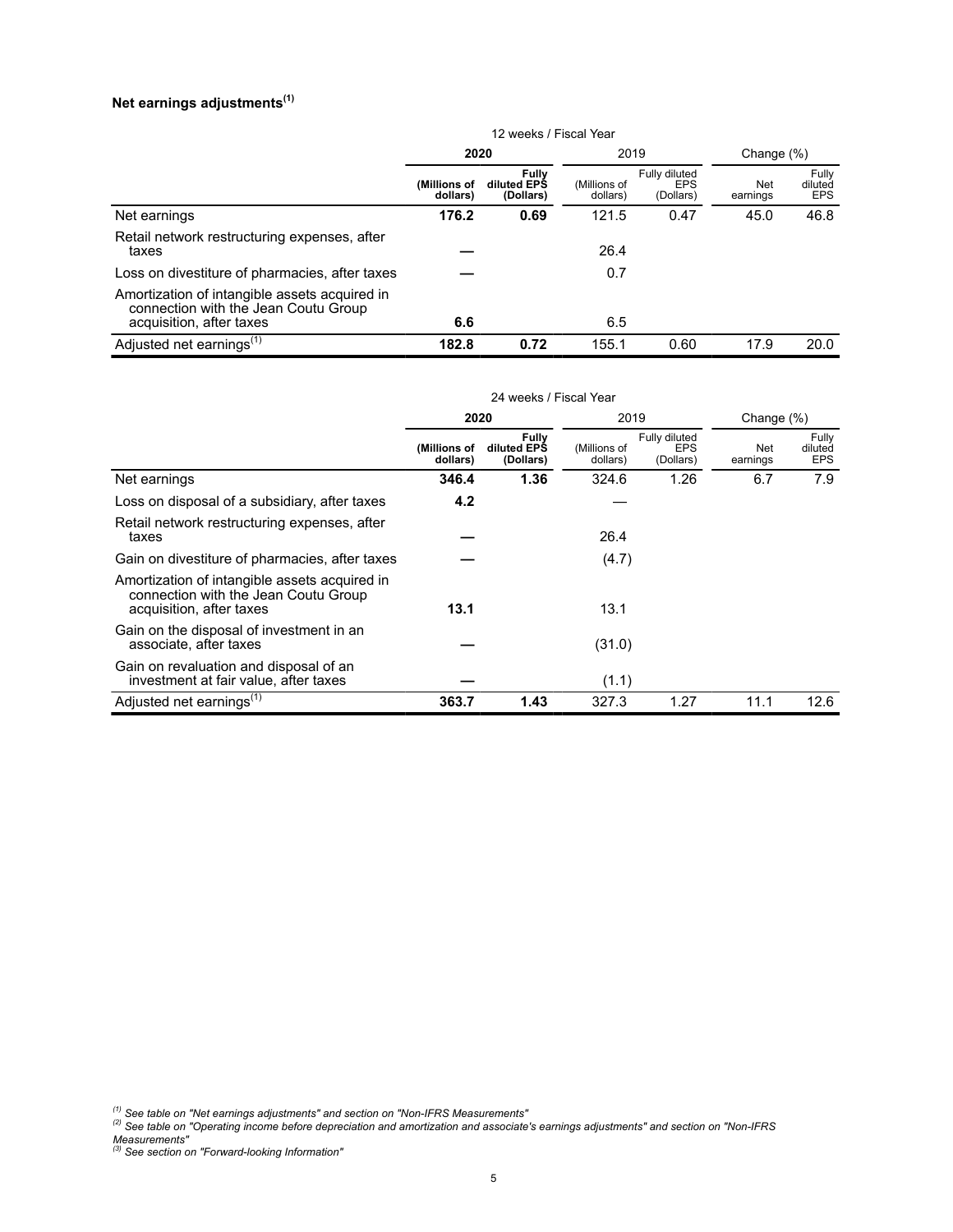### Net earnings adjustments[1]

| | 12 weeks / Fiscal Year | | | | | |
|---|---|---|---|---|---|---|
| | **2020** | | 2019 | | Change (%) | |
| | **(Millions of dollars)** | **Fully diluted EPS (Dollars)** | (Millions of dollars) | Fully diluted EPS (Dollars) | Net earnings | Fully diluted EPS |
| Net earnings | **176.2** | **0.69** | 121.5 | 0.47 | 45.0 | 46.8 |
| Retail network restructuring expenses, after taxes | **—** | | 26.4 | | | |
| Loss on divestiture of pharmacies, after taxes | **—** | | 0.7 | | | |
| Amortization of intangible assets acquired in connection with the Jean Coutu Group acquisition, after taxes | **6.6** | | 6.5 | | | |
| Adjusted net earnings[1] | **182.8** | **0.72** | 155.1 | 0.60 | 17.9 | 20.0 |

| | 24 weeks / Fiscal Year | | | | | |
|---|---|---|---|---|---|---|
| | **2020** | | 2019 | | Change (%) | |
| | **(Millions of dollars)** | **Fully diluted EPS (Dollars)** | (Millions of dollars) | Fully diluted EPS (Dollars) | Net earnings | Fully diluted EPS |
| Net earnings | **346.4** | **1.36** | 324.6 | 1.26 | 6.7 | 7.9 |
| Loss on disposal of a subsidiary, after taxes | **4.2** | | — | | | |
| Retail network restructuring expenses, after taxes | **—** | | 26.4 | | | |
| Gain on divestiture of pharmacies, after taxes | **—** | | (4.7) | | | |
| Amortization of intangible assets acquired in connection with the Jean Coutu Group acquisition, after taxes | **13.1** | | 13.1 | | | |
| Gain on the disposal of investment in an associate, after taxes | **—** | | (31.0) | | | |
| Gain on revaluation and disposal of an investment at fair value, after taxes | **—** | | (1.1) | | | |
| Adjusted net earnings[1] | **363.7** | **1.43** | 327.3 | 1.27 | 11.1 | 12.6 |

*[1] See table on "Net earnings adjustments" and section on "Non-IFRS Measurements"*
*[2] See table on "Operating income before depreciation and amortization and associate's earnings adjustments" and section on "Non-IFRS Measurements"*
*[3] See section on "Forward-looking Information"*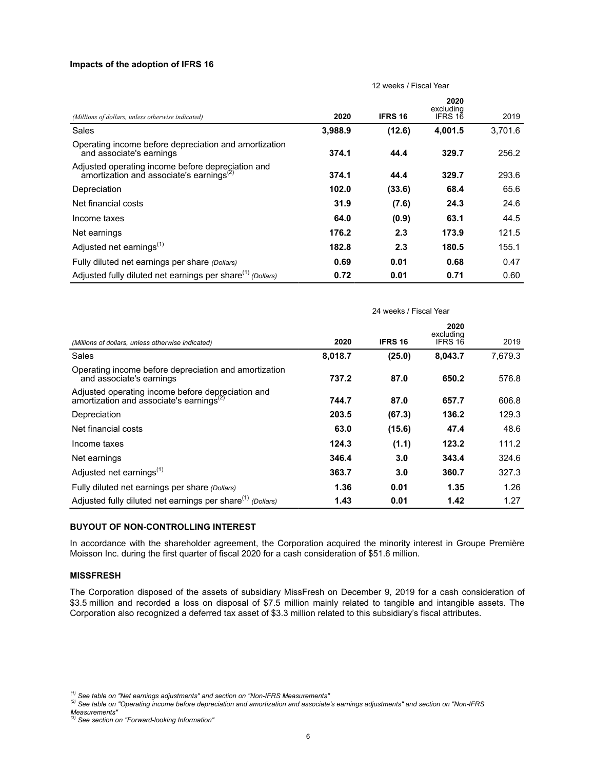**Impacts of the adoption of IFRS 16**

| *(Millions of dollars, unless otherwise indicated)* | 12 weeks / Fiscal Year | | | |
|---|---|---|---|---|
| | **2020** | **IFRS 16** | **2020 excluding IFRS 16** | 2019 |
| Sales | **3,988.9** | **(12.6)** | **4,001.5** | 3,701.6 |
| Operating income before depreciation and amortization and associate's earnings | **374.1** | **44.4** | **329.7** | 256.2 |
| Adjusted operating income before depreciation and amortization and associate's earnings[(2)] | **374.1** | **44.4** | **329.7** | 293.6 |
| Depreciation | **102.0** | **(33.6)** | **68.4** | 65.6 |
| Net financial costs | **31.9** | **(7.6)** | **24.3** | 24.6 |
| Income taxes | **64.0** | **(0.9)** | **63.1** | 44.5 |
| Net earnings | **176.2** | **2.3** | **173.9** | 121.5 |
| Adjusted net earnings[(1)] | **182.8** | **2.3** | **180.5** | 155.1 |
| Fully diluted net earnings per share *(Dollars)* | **0.69** | **0.01** | **0.68** | 0.47 |
| Adjusted fully diluted net earnings per share[(1)] *(Dollars)* | **0.72** | **0.01** | **0.71** | 0.60 |

| *(Millions of dollars, unless otherwise indicated)* | 24 weeks / Fiscal Year | | | |
|---|---|---|---|---|
| | **2020** | **IFRS 16** | **2020 excluding IFRS 16** | 2019 |
| Sales | **8,018.7** | **(25.0)** | **8,043.7** | 7,679.3 |
| Operating income before depreciation and amortization and associate's earnings | **737.2** | **87.0** | **650.2** | 576.8 |
| Adjusted operating income before depreciation and amortization and associate's earnings[(2)] | **744.7** | **87.0** | **657.7** | 606.8 |
| Depreciation | **203.5** | **(67.3)** | **136.2** | 129.3 |
| Net financial costs | **63.0** | **(15.6)** | **47.4** | 48.6 |
| Income taxes | **124.3** | **(1.1)** | **123.2** | 111.2 |
| Net earnings | **346.4** | **3.0** | **343.4** | 324.6 |
| Adjusted net earnings[(1)] | **363.7** | **3.0** | **360.7** | 327.3 |
| Fully diluted net earnings per share *(Dollars)* | **1.36** | **0.01** | **1.35** | 1.26 |
| Adjusted fully diluted net earnings per share[(1)] *(Dollars)* | **1.43** | **0.01** | **1.42** | 1.27 |

## BUYOUT OF NON-CONTROLLING INTEREST

In accordance with the shareholder agreement, the Corporation acquired the minority interest in Groupe Première Moisson Inc. during the first quarter of fiscal 2020 for a cash consideration of $51.6 million.

## MISSFRESH

The Corporation disposed of the assets of subsidiary MissFresh on December 9, 2019 for a cash consideration of $3.5 million and recorded a loss on disposal of $7.5 million mainly related to tangible and intangible assets. The Corporation also recognized a deferred tax asset of $3.3 million related to this subsidiary's fiscal attributes.

*[(1)] See table on "Net earnings adjustments" and section on "Non-IFRS Measurements"*
*[(2)] See table on "Operating income before depreciation and amortization and associate's earnings adjustments" and section on "Non-IFRS Measurements"*
*[(3)] See section on "Forward-looking Information"*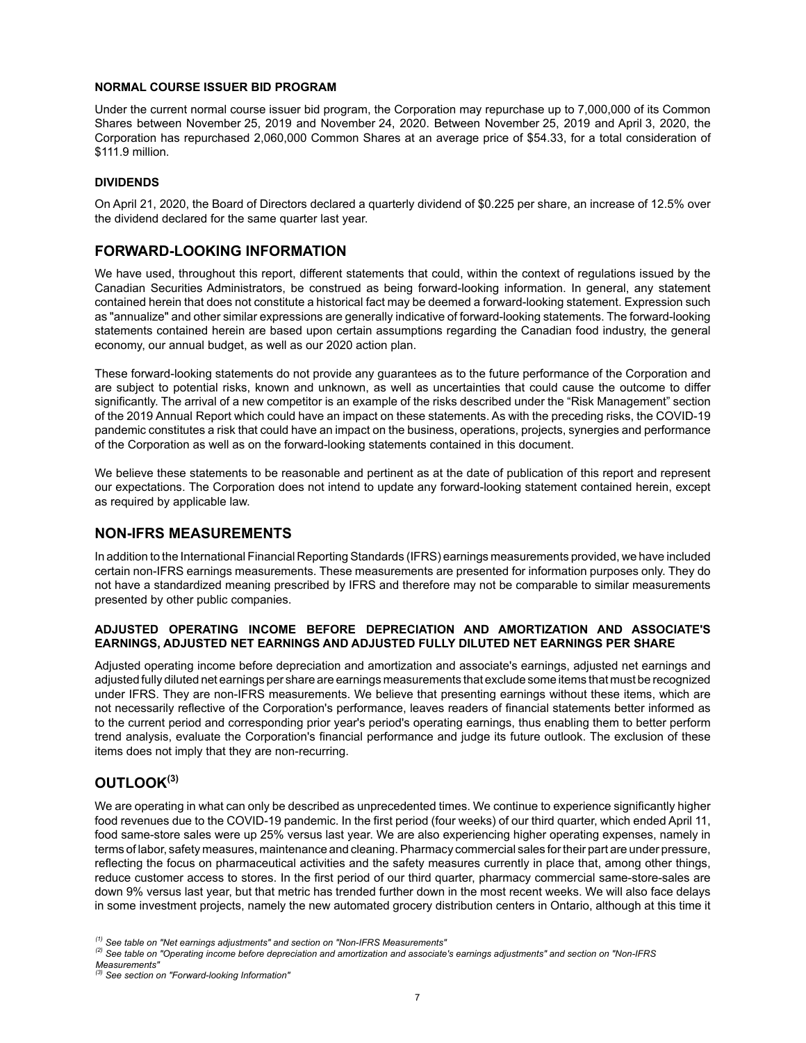#### NORMAL COURSE ISSUER BID PROGRAM

Under the current normal course issuer bid program, the Corporation may repurchase up to 7,000,000 of its Common Shares between November 25, 2019 and November 24, 2020. Between November 25, 2019 and April 3, 2020, the Corporation has repurchased 2,060,000 Common Shares at an average price of $54.33, for a total consideration of $111.9 million.

#### DIVIDENDS

On April 21, 2020, the Board of Directors declared a quarterly dividend of $0.225 per share, an increase of 12.5% over the dividend declared for the same quarter last year.

## FORWARD-LOOKING INFORMATION

We have used, throughout this report, different statements that could, within the context of regulations issued by the Canadian Securities Administrators, be construed as being forward-looking information. In general, any statement contained herein that does not constitute a historical fact may be deemed a forward-looking statement. Expression such as "annualize" and other similar expressions are generally indicative of forward-looking statements. The forward-looking statements contained herein are based upon certain assumptions regarding the Canadian food industry, the general economy, our annual budget, as well as our 2020 action plan.

These forward-looking statements do not provide any guarantees as to the future performance of the Corporation and are subject to potential risks, known and unknown, as well as uncertainties that could cause the outcome to differ significantly. The arrival of a new competitor is an example of the risks described under the “Risk Management” section of the 2019 Annual Report which could have an impact on these statements. As with the preceding risks, the COVID-19 pandemic constitutes a risk that could have an impact on the business, operations, projects, synergies and performance of the Corporation as well as on the forward-looking statements contained in this document.

We believe these statements to be reasonable and pertinent as at the date of publication of this report and represent our expectations. The Corporation does not intend to update any forward-looking statement contained herein, except as required by applicable law.

## NON-IFRS MEASUREMENTS

In addition to the International Financial Reporting Standards (IFRS) earnings measurements provided, we have included certain non-IFRS earnings measurements. These measurements are presented for information purposes only. They do not have a standardized meaning prescribed by IFRS and therefore may not be comparable to similar measurements presented by other public companies.

#### ADJUSTED OPERATING INCOME BEFORE DEPRECIATION AND AMORTIZATION AND ASSOCIATE'S EARNINGS, ADJUSTED NET EARNINGS AND ADJUSTED FULLY DILUTED NET EARNINGS PER SHARE

Adjusted operating income before depreciation and amortization and associate's earnings, adjusted net earnings and adjusted fully diluted net earnings per share are earnings measurements that exclude some items that must be recognized under IFRS. They are non-IFRS measurements. We believe that presenting earnings without these items, which are not necessarily reflective of the Corporation's performance, leaves readers of financial statements better informed as to the current period and corresponding prior year's period's operating earnings, thus enabling them to better perform trend analysis, evaluate the Corporation's financial performance and judge its future outlook. The exclusion of these items does not imply that they are non-recurring.

## OUTLOOK[3]

We are operating in what can only be described as unprecedented times. We continue to experience significantly higher food revenues due to the COVID-19 pandemic. In the first period (four weeks) of our third quarter, which ended April 11, food same-store sales were up 25% versus last year. We are also experiencing higher operating expenses, namely in terms of labor, safety measures, maintenance and cleaning. Pharmacy commercial sales for their part are under pressure, reflecting the focus on pharmaceutical activities and the safety measures currently in place that, among other things, reduce customer access to stores. In the first period of our third quarter, pharmacy commercial same-store-sales are down 9% versus last year, but that metric has trended further down in the most recent weeks. We will also face delays in some investment projects, namely the new automated grocery distribution centers in Ontario, although at this time it

*[1] See table on "Net earnings adjustments" and section on "Non-IFRS Measurements"*
*[2] See table on "Operating income before depreciation and amortization and associate's earnings adjustments" and section on "Non-IFRS Measurements"*
*[3] See section on "Forward-looking Information"*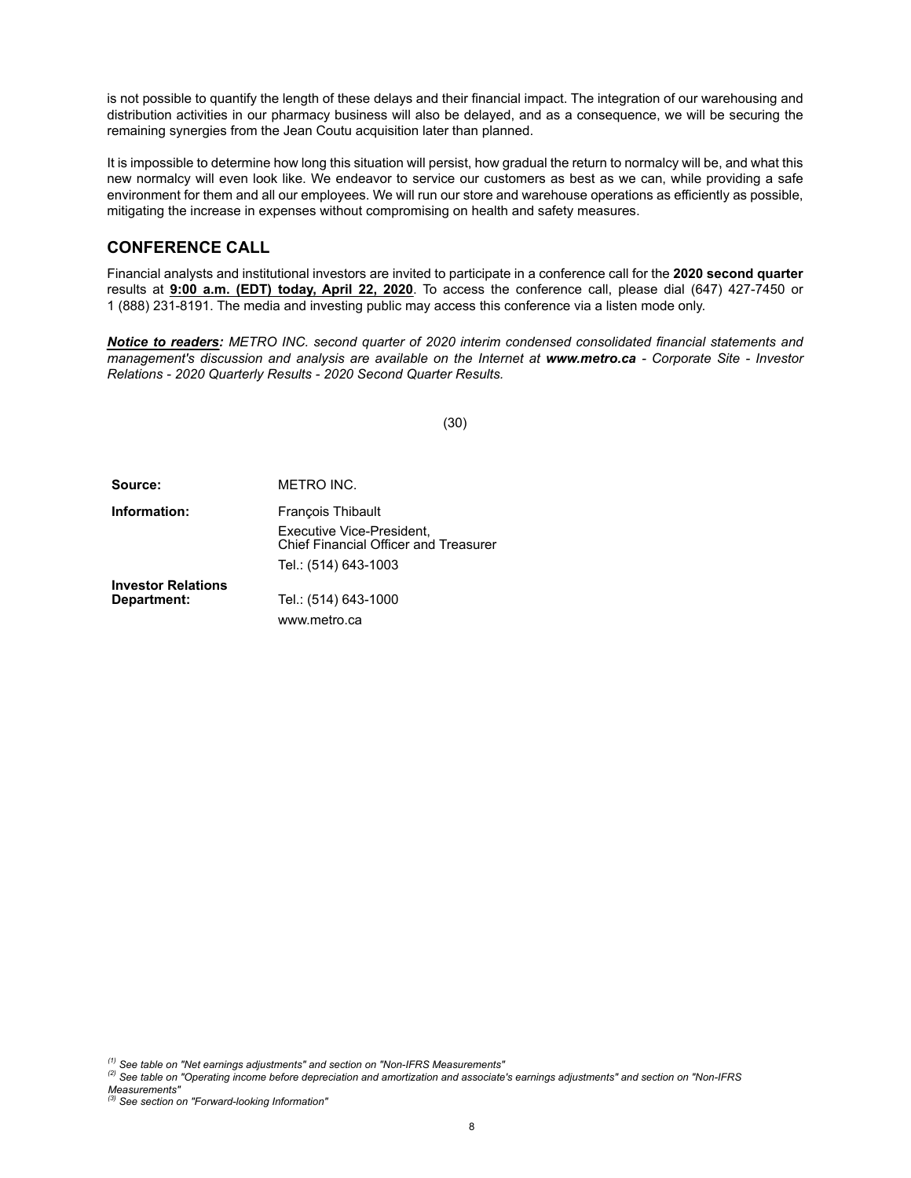is not possible to quantify the length of these delays and their financial impact. The integration of our warehousing and distribution activities in our pharmacy business will also be delayed, and as a consequence, we will be securing the remaining synergies from the Jean Coutu acquisition later than planned.

It is impossible to determine how long this situation will persist, how gradual the return to normalcy will be, and what this new normalcy will even look like. We endeavor to service our customers as best as we can, while providing a safe environment for them and all our employees. We will run our store and warehouse operations as efficiently as possible, mitigating the increase in expenses without compromising on health and safety measures.

## CONFERENCE CALL

Financial analysts and institutional investors are invited to participate in a conference call for the **2020 second quarter** results at **9:00 a.m. (EDT) today, April 22, 2020**. To access the conference call, please dial (647) 427-7450 or 1 (888) 231-8191. The media and investing public may access this conference via a listen mode only.

***Notice to readers:*** *METRO INC. second quarter of 2020 interim condensed consolidated financial statements and management's discussion and analysis are available on the Internet at* ***www.metro.ca*** *- Corporate Site - Investor Relations - 2020 Quarterly Results - 2020 Second Quarter Results.*

(30)

| | |
|---|---|
| **Source:** | METRO INC. |
| **Information:** | François Thibault<br>Executive Vice-President,<br>Chief Financial Officer and Treasurer<br>Tel.: (514) 643-1003 |
| **Investor Relations Department:** | Tel.: (514) 643-1000<br>www.metro.ca |

*[1] See table on "Net earnings adjustments" and section on "Non-IFRS Measurements"*
*[2] See table on "Operating income before depreciation and amortization and associate's earnings adjustments" and section on "Non-IFRS Measurements"*
*[3] See section on "Forward-looking Information"*